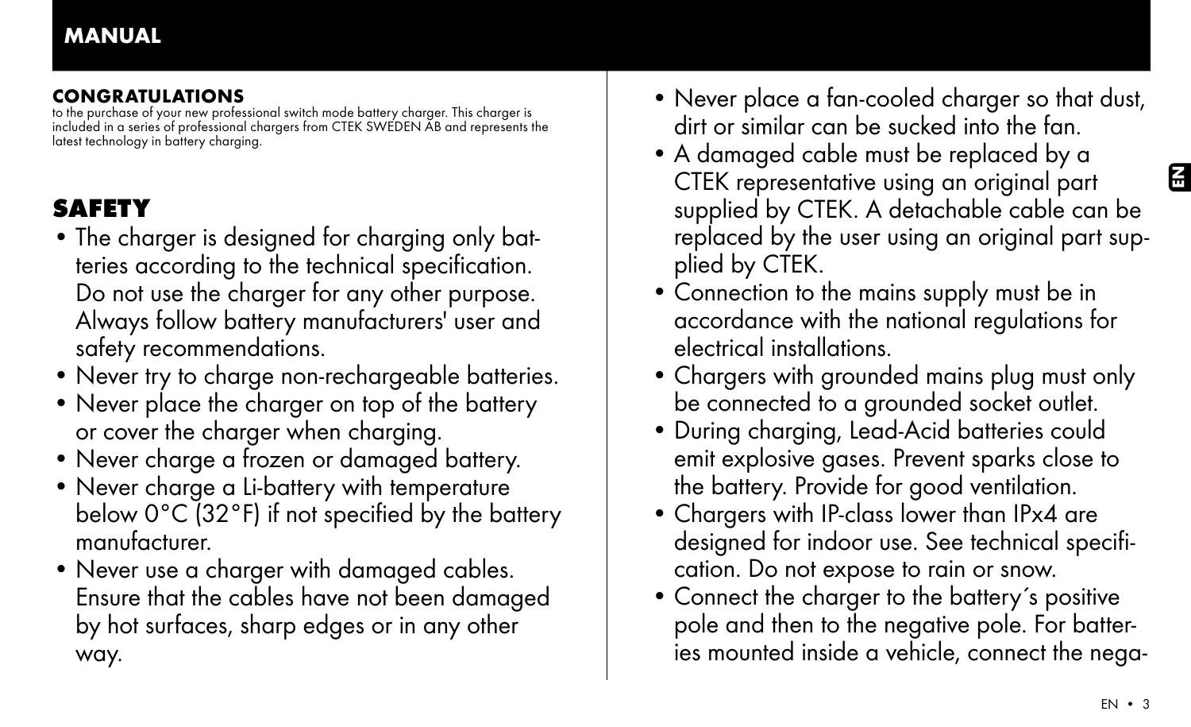# MANUAL

**CONGRATULATIONS**
to the purchase of your new professional switch mode battery charger. This charger is included in a series of professional chargers from CTEK SWEDEN AB and represents the latest technology in battery charging.

## SAFETY

- The charger is designed for charging only batteries according to the technical specification. Do not use the charger for any other purpose. Always follow battery manufacturers' user and safety recommendations.
- Never try to charge non-rechargeable batteries.
- Never place the charger on top of the battery or cover the charger when charging.
- Never charge a frozen or damaged battery.
- Never charge a Li-battery with temperature below 0°C (32°F) if not specified by the battery manufacturer.
- Never use a charger with damaged cables. Ensure that the cables have not been damaged by hot surfaces, sharp edges or in any other way.
- Never place a fan-cooled charger so that dust, dirt or similar can be sucked into the fan.
- A damaged cable must be replaced by a CTEK representative using an original part supplied by CTEK. A detachable cable can be replaced by the user using an original part supplied by CTEK.
- Connection to the mains supply must be in accordance with the national regulations for electrical installations.
- Chargers with grounded mains plug must only be connected to a grounded socket outlet.
- During charging, Lead-Acid batteries could emit explosive gases. Prevent sparks close to the battery. Provide for good ventilation.
- Chargers with IP-class lower than IPx4 are designed for indoor use. See technical specification. Do not expose to rain or snow.
- Connect the charger to the battery´s positive pole and then to the negative pole. For batteries mounted inside a vehicle, connect the nega-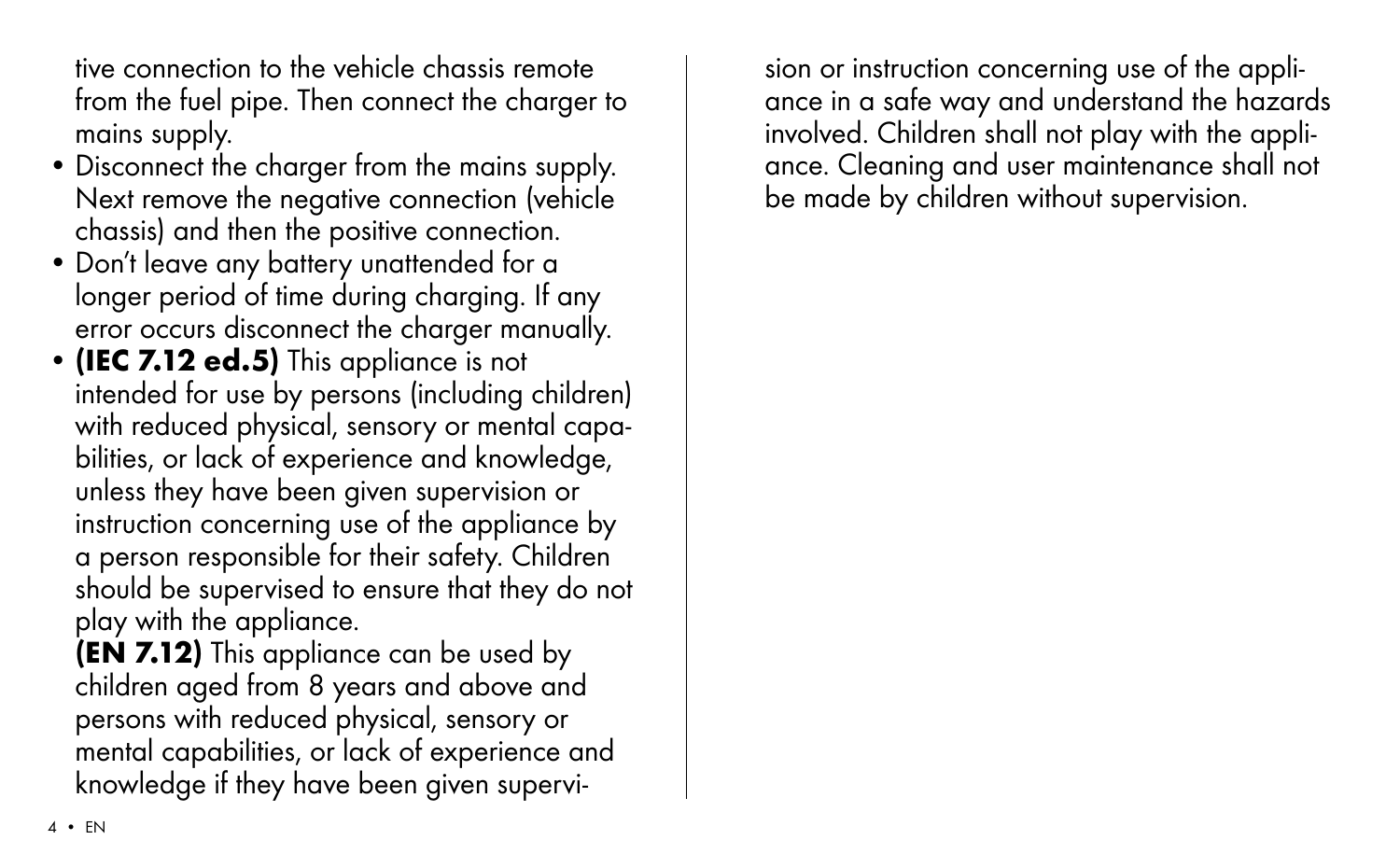tive connection to the vehicle chassis remote from the fuel pipe. Then connect the charger to mains supply.

- Disconnect the charger from the mains supply. Next remove the negative connection (vehicle chassis) and then the positive connection.
- Don't leave any battery unattended for a longer period of time during charging. If any error occurs disconnect the charger manually.
- **(IEC 7.12 ed.5)** This appliance is not intended for use by persons (including children) with reduced physical, sensory or mental capabilities, or lack of experience and knowledge, unless they have been given supervision or instruction concerning use of the appliance by a person responsible for their safety. Children should be supervised to ensure that they do not play with the appliance.
  **(EN 7.12)** This appliance can be used by children aged from 8 years and above and persons with reduced physical, sensory or mental capabilities, or lack of experience and knowledge if they have been given supervision or instruction concerning use of the appliance in a safe way and understand the hazards involved. Children shall not play with the appliance. Cleaning and user maintenance shall not be made by children without supervision.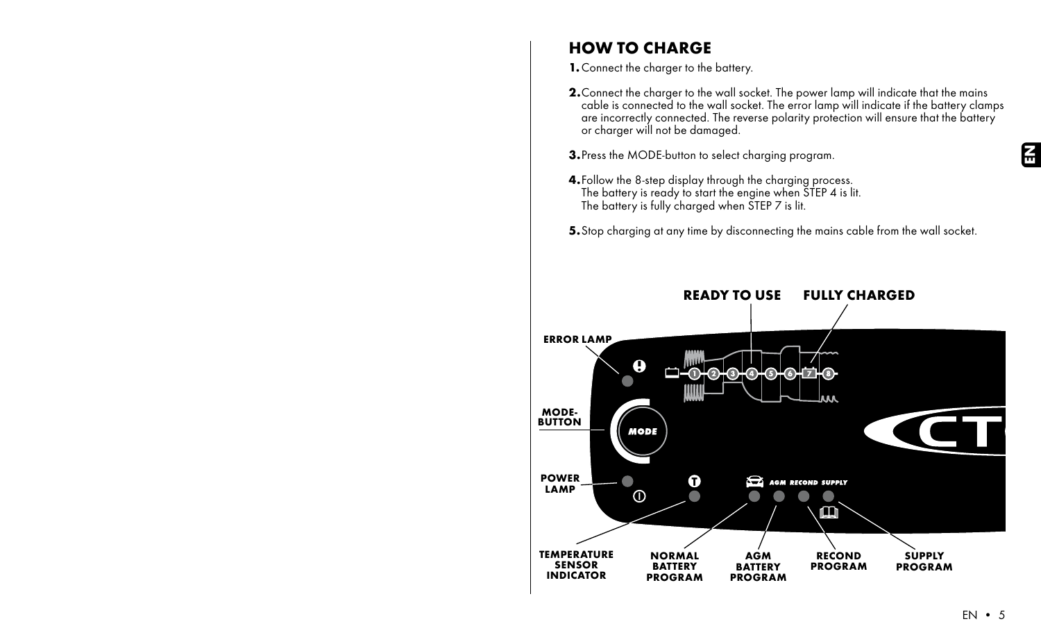## HOW TO CHARGE

1. Connect the charger to the battery.
2. Connect the charger to the wall socket. The power lamp will indicate that the mains cable is connected to the wall socket. The error lamp will indicate if the battery clamps are incorrectly connected. The reverse polarity protection will ensure that the battery or charger will not be damaged.
3. Press the MODE-button to select charging program.
4. Follow the 8-step display through the charging process.
   The battery is ready to start the engine when STEP 4 is lit.
   The battery is fully charged when STEP 7 is lit.
5. Stop charging at any time by disconnecting the mains cable from the wall socket.

READY TO USE

FULLY CHARGED

ERROR LAMP

MODE-BUTTON

POWER LAMP

TEMPERATURE SENSOR INDICATOR

NORMAL BATTERY PROGRAM

AGM BATTERY PROGRAM

RECOND PROGRAM

SUPPLY PROGRAM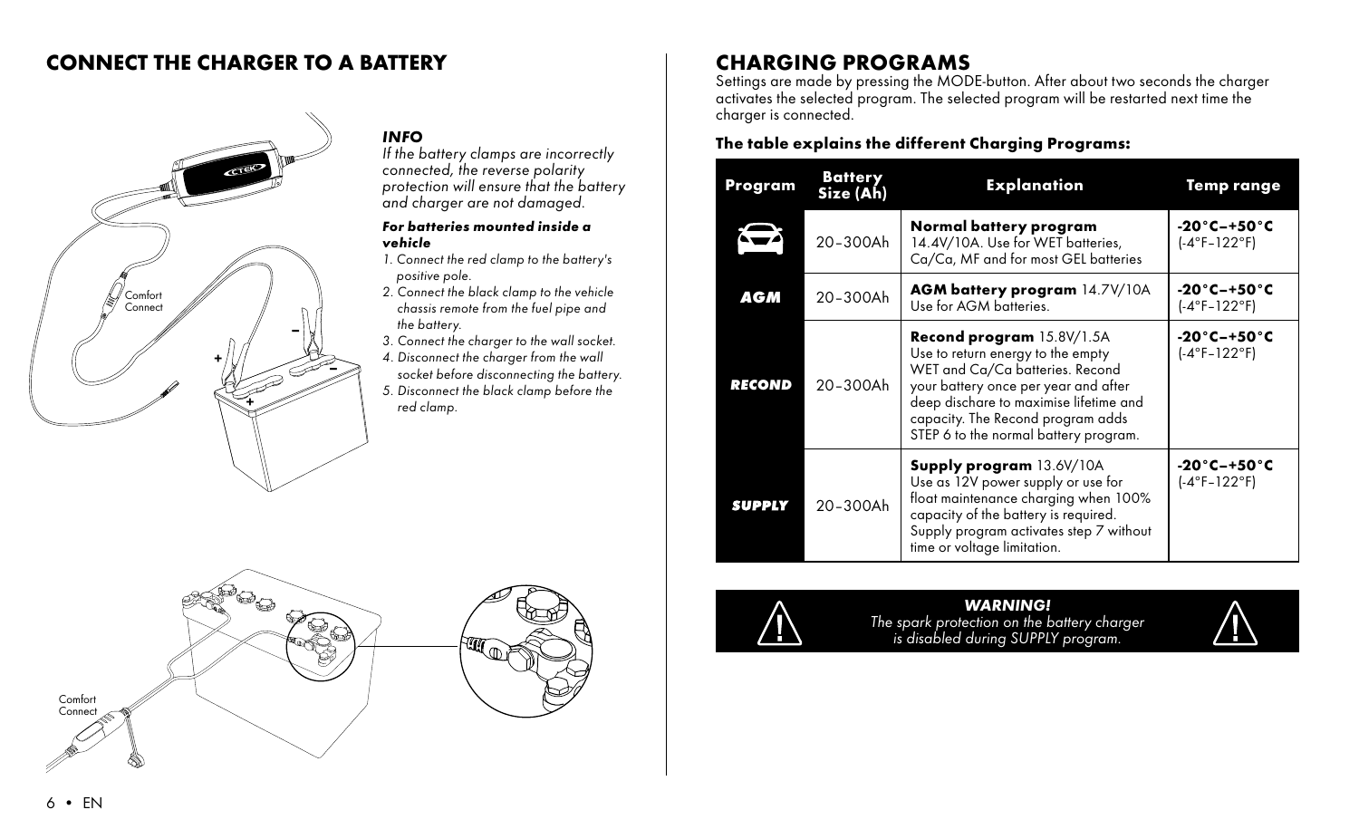## CONNECT THE CHARGER TO A BATTERY

Comfort Connect

***INFO***

*If the battery clamps are incorrectly connected, the reverse polarity protection will ensure that the battery and charger are not damaged.*

***For batteries mounted inside a vehicle***

1. *Connect the red clamp to the battery's positive pole.*
2. *Connect the black clamp to the vehicle chassis remote from the fuel pipe and the battery.*
3. *Connect the charger to the wall socket.*
4. *Disconnect the charger from the wall socket before disconnecting the battery.*
5. *Disconnect the black clamp before the red clamp.*

Comfort Connect

## CHARGING PROGRAMS

Settings are made by pressing the MODE-button. After about two seconds the charger activates the selected program. The selected program will be restarted next time the charger is connected.

**The table explains the different Charging Programs:**

| Program | Battery Size (Ah) | Explanation | Temp range |
|---|---|---|---|
| (car icon) | 20–300Ah | **Normal battery program** 14.4V/10A. Use for WET batteries, Ca/Ca, MF and for most GEL batteries | **-20°C–+50°C** (-4°F–122°F) |
| ***AGM*** | 20–300Ah | **AGM battery program** 14.7V/10A Use for AGM batteries. | **-20°C–+50°C** (-4°F–122°F) |
| ***RECOND*** | 20–300Ah | **Recond program** 15.8V/1.5A Use to return energy to the empty WET and Ca/Ca batteries. Recond your battery once per year and after deep dischare to maximise lifetime and capacity. The Recond program adds STEP 6 to the normal battery program. | **-20°C–+50°C** (-4°F–122°F) |
| ***SUPPLY*** | 20–300Ah | **Supply program** 13.6V/10A Use as 12V power supply or use for float maintenance charging when 100% capacity of the battery is required. Supply program activates step 7 without time or voltage limitation. | **-20°C–+50°C** (-4°F–122°F) |

***WARNING!***
*The spark protection on the battery charger is disabled during SUPPLY program.*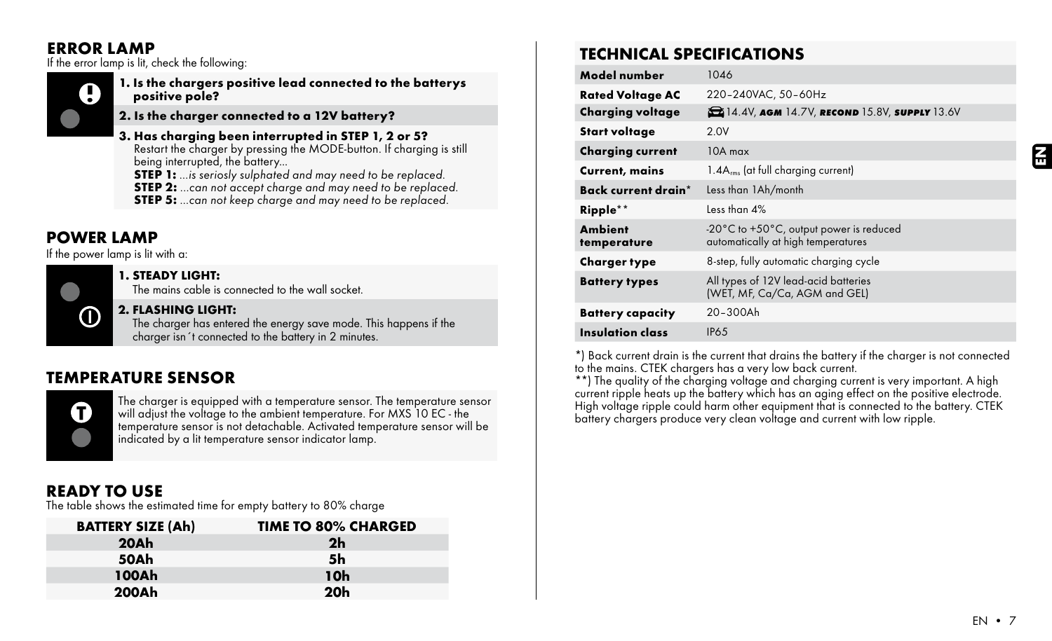## ERROR LAMP

If the error lamp is lit, check the following:

**1. Is the chargers positive lead connected to the batterys positive pole?**

**2. Is the charger connected to a 12V battery?**

**3. Has charging been interrupted in STEP 1, 2 or 5?**
Restart the charger by pressing the MODE-button. If charging is still being interrupted, the battery...
**STEP 1:** *...is seriosly sulphated and may need to be replaced.*
**STEP 2:** *...can not accept charge and may need to be replaced.*
**STEP 5:** *...can not keep charge and may need to be replaced.*

## POWER LAMP

If the power lamp is lit with a:

**1. STEADY LIGHT:**
The mains cable is connected to the wall socket.

**2. FLASHING LIGHT:**
The charger has entered the energy save mode. This happens if the charger isn´t connected to the battery in 2 minutes.

## TEMPERATURE SENSOR

The charger is equipped with a temperature sensor. The temperature sensor will adjust the voltage to the ambient temperature. For MXS 10 EC - the temperature sensor is not detachable. Activated temperature sensor will be indicated by a lit temperature sensor indicator lamp.

## READY TO USE

The table shows the estimated time for empty battery to 80% charge

| BATTERY SIZE (Ah) | TIME TO 80% CHARGED |
|---|---|
| 20Ah | 2h |
| 50Ah | 5h |
| 100Ah | 10h |
| 200Ah | 20h |

## TECHNICAL SPECIFICATIONS

| | |
|---|---|
| **Model number** | 1046 |
| **Rated Voltage AC** | 220–240VAC, 50–60Hz |
| **Charging voltage** | 14.4V, ***AGM*** 14.7V, ***RECOND*** 15.8V, ***SUPPLY*** 13.6V |
| **Start voltage** | 2.0V |
| **Charging current** | 10A max |
| **Current, mains** | 1.4$A_{rms}$ (at full charging current) |
| **Back current drain*** | Less than 1Ah/month |
| **Ripple**** | Less than 4% |
| **Ambient temperature** | -20°C to +50°C, output power is reduced automatically at high temperatures |
| **Charger type** | 8-step, fully automatic charging cycle |
| **Battery types** | All types of 12V lead-acid batteries (WET, MF, Ca/Ca, AGM and GEL) |
| **Battery capacity** | 20–300Ah |
| **Insulation class** | IP65 |

*) Back current drain is the current that drains the battery if the charger is not connected to the mains. CTEK chargers has a very low back current.
**) The quality of the charging voltage and charging current is very important. A high current ripple heats up the battery which has an aging effect on the positive electrode. High voltage ripple could harm other equipment that is connected to the battery. CTEK battery chargers produce very clean voltage and current with low ripple.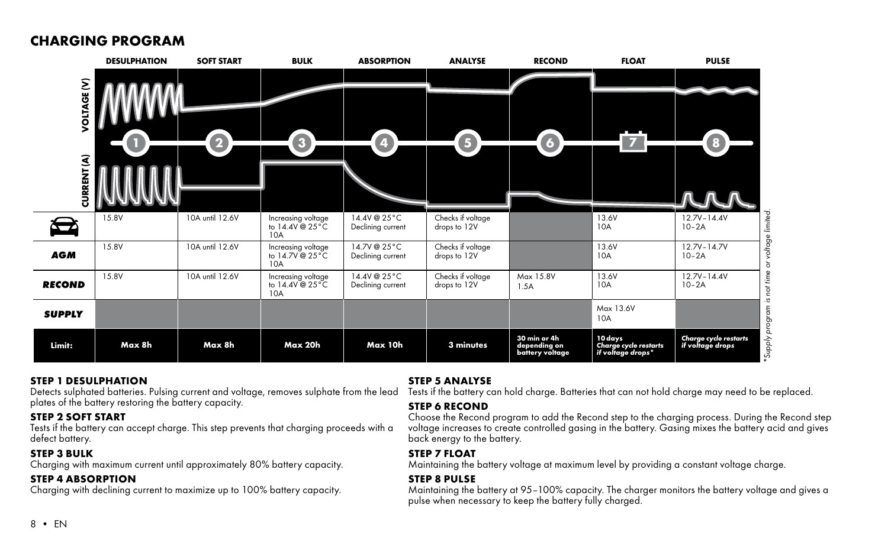## CHARGING PROGRAM

| | DESULPHATION | SOFT START | BULK | ABSORPTION | ANALYSE | RECOND | FLOAT | PULSE |
|---|---|---|---|---|---|---|---|---|
| | 1 | 2 | 3 | 4 | 5 | 6 | 7 | 8 |
| (Car) | 15.8V | 10A until 12.6V | Increasing voltage to 14.4V @ 25°C 10A | 14.4V @ 25°C Declining current | Checks if voltage drops to 12V | | 13.6V 10A | 12.7V–14.4V 10–2A |
| ***AGM*** | 15.8V | 10A until 12.6V | Increasing voltage to 14.7V @ 25°C 10A | 14.7V @ 25°C Declining current | Checks if voltage drops to 12V | | 13.6V 10A | 12.7V–14.7V 10–2A |
| ***RECOND*** | 15.8V | 10A until 12.6V | Increasing voltage to 14.4V @ 25°C 10A | 14.4V @ 25°C Declining current | Checks if voltage drops to 12V | Max 15.8V 1.5A | 13.6V 10A | 12.7V–14.4V 10–2A |
| ***SUPPLY*** | | | | | | | Max 13.6V 10A | |
| **Limit:** | **Max 8h** | **Max 8h** | **Max 20h** | **Max 10h** | **3 minutes** | **30 min or 4h depending on battery voltage** | ***10 days Charge cycle restarts if voltage drops**** | ***Charge cycle restarts if voltage drops*** |

*\*Supply program is not time or voltage limited.*

### STEP 1 DESULPHATION
Detects sulphated batteries. Pulsing current and voltage, removes sulphate from the lead plates of the battery restoring the battery capacity.

### STEP 2 SOFT START
Tests if the battery can accept charge. This step prevents that charging proceeds with a defect battery.

### STEP 3 BULK
Charging with maximum current until approximately 80% battery capacity.

### STEP 4 ABSORPTION
Charging with declining current to maximize up to 100% battery capacity.

### STEP 5 ANALYSE
Tests if the battery can hold charge. Batteries that can not hold charge may need to be replaced.

### STEP 6 RECOND
Choose the Recond program to add the Recond step to the charging process. During the Recond step voltage increases to create controlled gasing in the battery. Gasing mixes the battery acid and gives back energy to the battery.

### STEP 7 FLOAT
Maintaining the battery voltage at maximum level by providing a constant voltage charge.

### STEP 8 PULSE
Maintaining the battery at 95–100% capacity. The charger monitors the battery voltage and gives a pulse when necessary to keep the battery fully charged.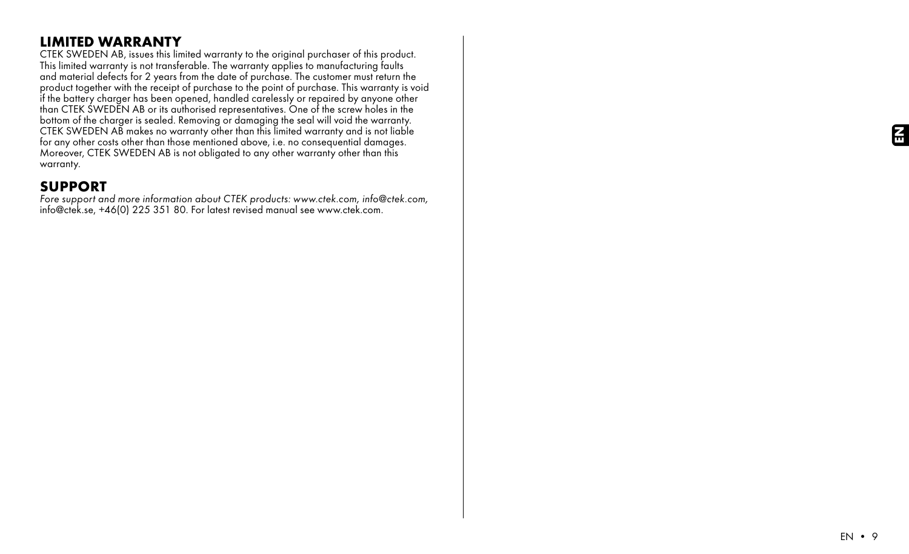## LIMITED WARRANTY

CTEK SWEDEN AB, issues this limited warranty to the original purchaser of this product. This limited warranty is not transferable. The warranty applies to manufacturing faults and material defects for 2 years from the date of purchase. The customer must return the product together with the receipt of purchase to the point of purchase. This warranty is void if the battery charger has been opened, handled carelessly or repaired by anyone other than CTEK SWEDEN AB or its authorised representatives. One of the screw holes in the bottom of the charger is sealed. Removing or damaging the seal will void the warranty. CTEK SWEDEN AB makes no warranty other than this limited warranty and is not liable for any other costs other than those mentioned above, i.e. no consequential damages. Moreover, CTEK SWEDEN AB is not obligated to any other warranty other than this warranty.

## SUPPORT

*Fore support and more information about CTEK products: www.ctek.com, info@ctek.com,* info@ctek.se, +46(0) 225 351 80. For latest revised manual see www.ctek.com.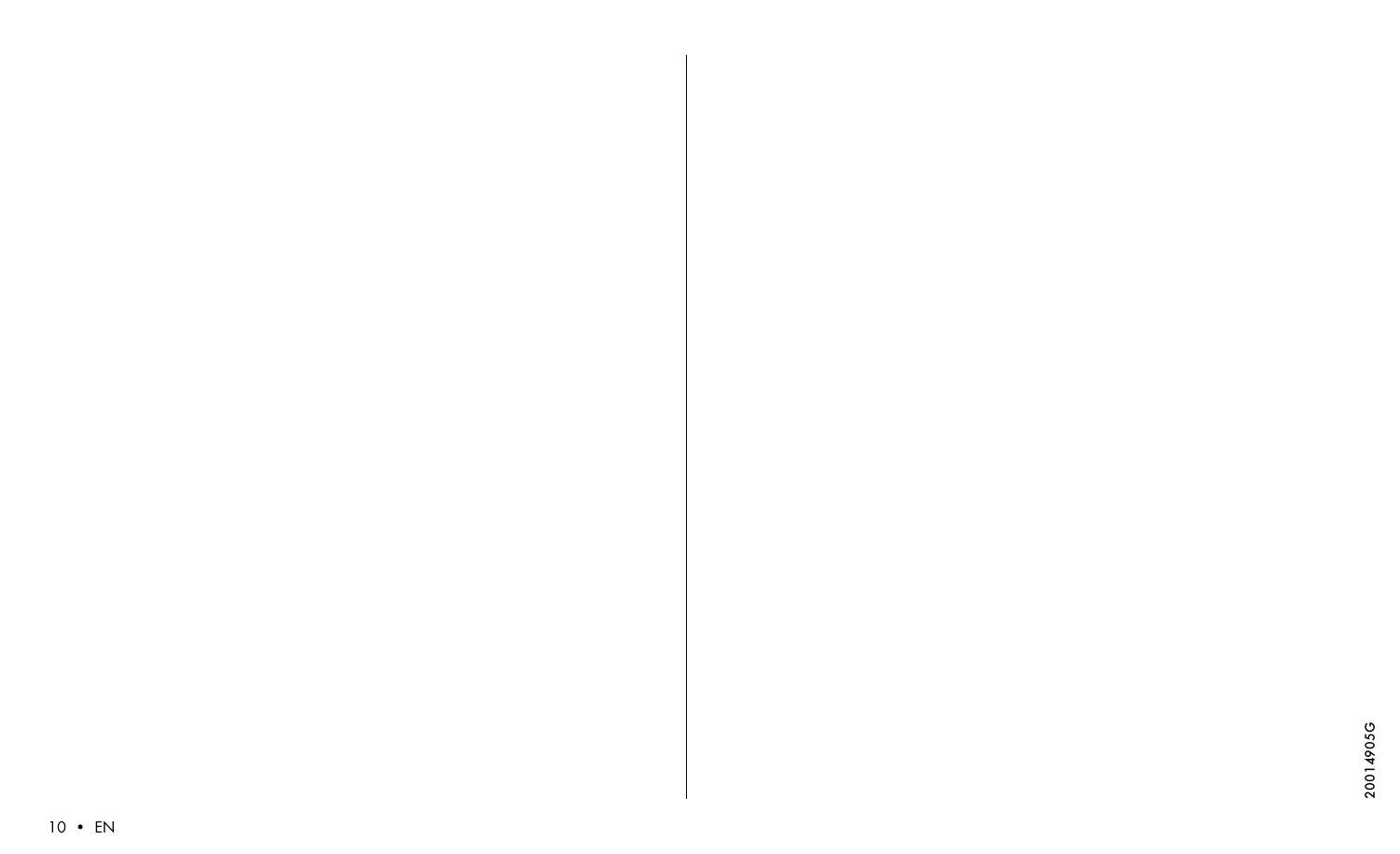20014905G